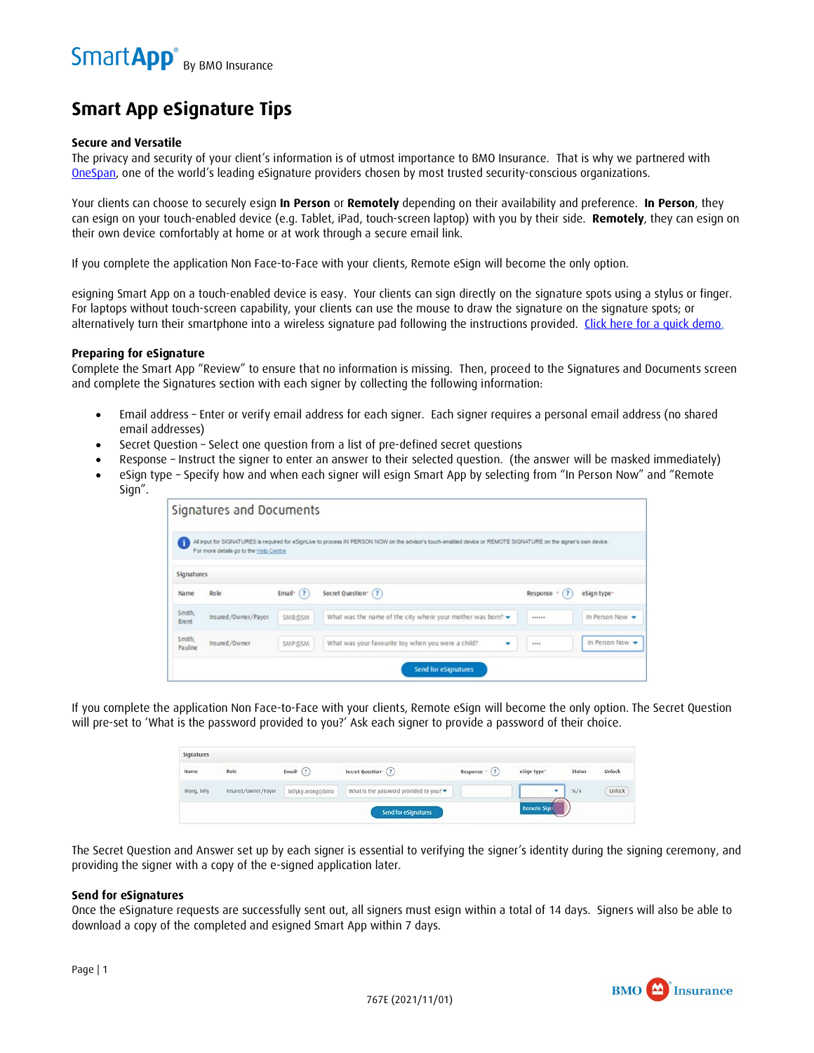SmartApp® By BMO Insurance

# Smart App eSignature Tips

### Secure and Versatile

The privacy and security of your client's information is of utmost importance to BMO Insurance. That is why we partnered with OneSpan, one of the world's leading eSignature providers chosen by most trusted security-conscious organizations.

Your clients can choose to securely esign **In Person** or **Remotely** depending on their availability and preference. **In Person**, they can esign on your touch-enabled device (e.g. Tablet, iPad, touch-screen laptop) with you by their side. **Remotely**, they can esign on their own device comfortably at home or at work through a secure email link.

If you complete the application Non Face-to-Face with your clients, Remote eSign will become the only option.

esigning Smart App on a touch-enabled device is easy. Your clients can sign directly on the signature spots using a stylus or finger. For laptops without touch-screen capability, your clients can use the mouse to draw the signature on the signature spots; or alternatively turn their smartphone into a wireless signature pad following the instructions provided. Click here for a quick demo.

### Preparing for eSignature

Complete the Smart App "Review" to ensure that no information is missing. Then, proceed to the Signatures and Documents screen and complete the Signatures section with each signer by collecting the following information:

- Email address – Enter or verify email address for each signer. Each signer requires a personal email address (no shared email addresses)
- Secret Question – Select one question from a list of pre-defined secret questions
- Response – Instruct the signer to enter an answer to their selected question. (the answer will be masked immediately)
- eSign type – Specify how and when each signer will esign Smart App by selecting from "In Person Now" and "Remote Sign".

**Signatures and Documents**

All input for SIGNATURES is required for eSignLive to process IN PERSON NOW on the advisor's touch-enabled device or REMOTE SIGNATURE on the signer's own device. For more details go to the Help Centre

Signatures

| Name | Role | Email* | Secret Question* | Response* | eSign type* |
|---|---|---|---|---|---|
| Smith, Brent | Insured/Owner/Payor | SMB@SM | What was the name of the city where your mother was born? | •••••• | In Person Now |
| Smith, Pauline | Insured/Owner | SMP@SM | What was your favourite toy when you were a child? | •••• | In Person Now |

Send for eSignatures

If you complete the application Non Face-to-Face with your clients, Remote eSign will become the only option. The Secret Question will pre-set to 'What is the password provided to you?' Ask each signer to provide a password of their choice.

Signatures

| Name | Role | Email* | Secret Question* | Response* | eSign type* | Status | Unlock |
|---|---|---|---|---|---|---|---|
| Wong, billy | Insured/Owner/Payer | billyky.wong@bmo | What is the password provided to you? | | Remote Sign | N/A | Unlock |

Send for eSignatures

The Secret Question and Answer set up by each signer is essential to verifying the signer's identity during the signing ceremony, and providing the signer with a copy of the e-signed application later.

### Send for eSignatures

Once the eSignature requests are successfully sent out, all signers must esign within a total of 14 days. Signers will also be able to download a copy of the completed and esigned Smart App within 7 days.

767E (2021/11/01)

BMO Insurance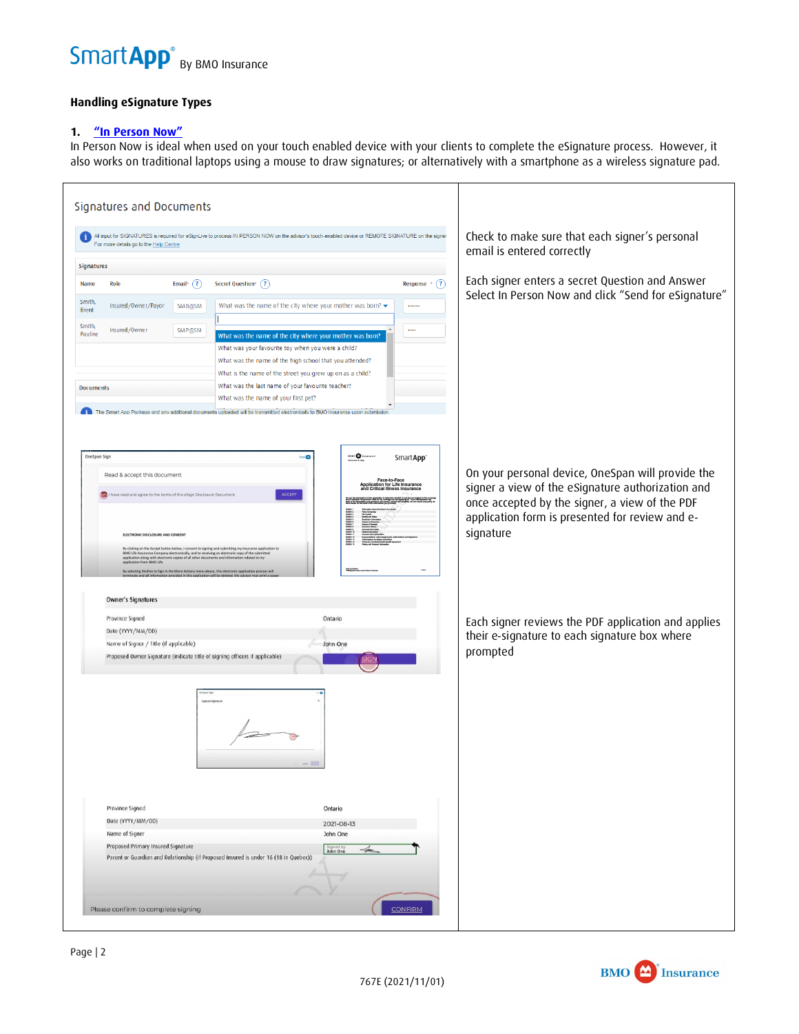## Handling eSignature Types

### 1. "In Person Now"

In Person Now is ideal when used on your touch enabled device with your clients to complete the eSignature process. However, it also works on traditional laptops using a mouse to draw signatures; or alternatively with a smartphone as a wireless signature pad.

Check to make sure that each signer's personal email is entered correctly

Each signer enters a secret Question and Answer
Select In Person Now and click "Send for eSignature"

On your personal device, OneSpan will provide the signer a view of the eSignature authorization and once accepted by the signer, a view of the PDF application form is presented for review and e-signature

Each signer reviews the PDF application and applies their e-signature to each signature box where prompted

767E (2021/11/01)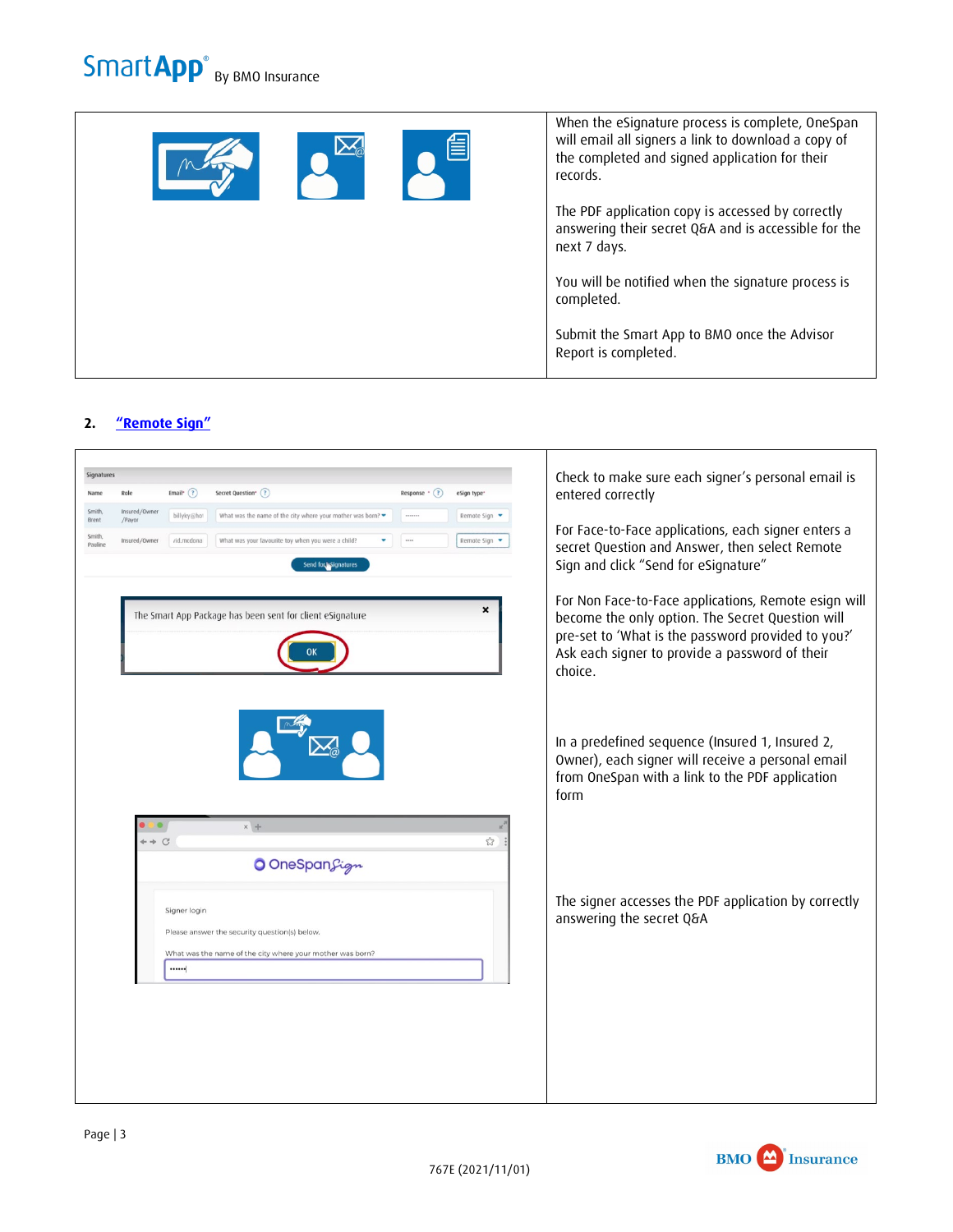| | |
|---|---|
| | When the eSignature process is complete, OneSpan will email all signers a link to download a copy of the completed and signed application for their records.<br><br>The PDF application copy is accessed by correctly answering their secret Q&A and is accessible for the next 7 days.<br><br>You will be notified when the signature process is completed.<br><br>Submit the Smart App to BMO once the Advisor Report is completed. |

**2. "Remote Sign"**

| | |
|---|---|
| | Check to make sure each signer's personal email is entered correctly<br><br>For Face-to-Face applications, each signer enters a secret Question and Answer, then select Remote Sign and click "Send for eSignature"<br><br>For Non Face-to-Face applications, Remote esign will become the only option. The Secret Question will pre-set to 'What is the password provided to you?' Ask each signer to provide a password of their choice.<br><br>In a predefined sequence (Insured 1, Insured 2, Owner), each signer will receive a personal email from OneSpan with a link to the PDF application form<br><br>The signer accesses the PDF application by correctly answering the secret Q&A |

767E (2021/11/01)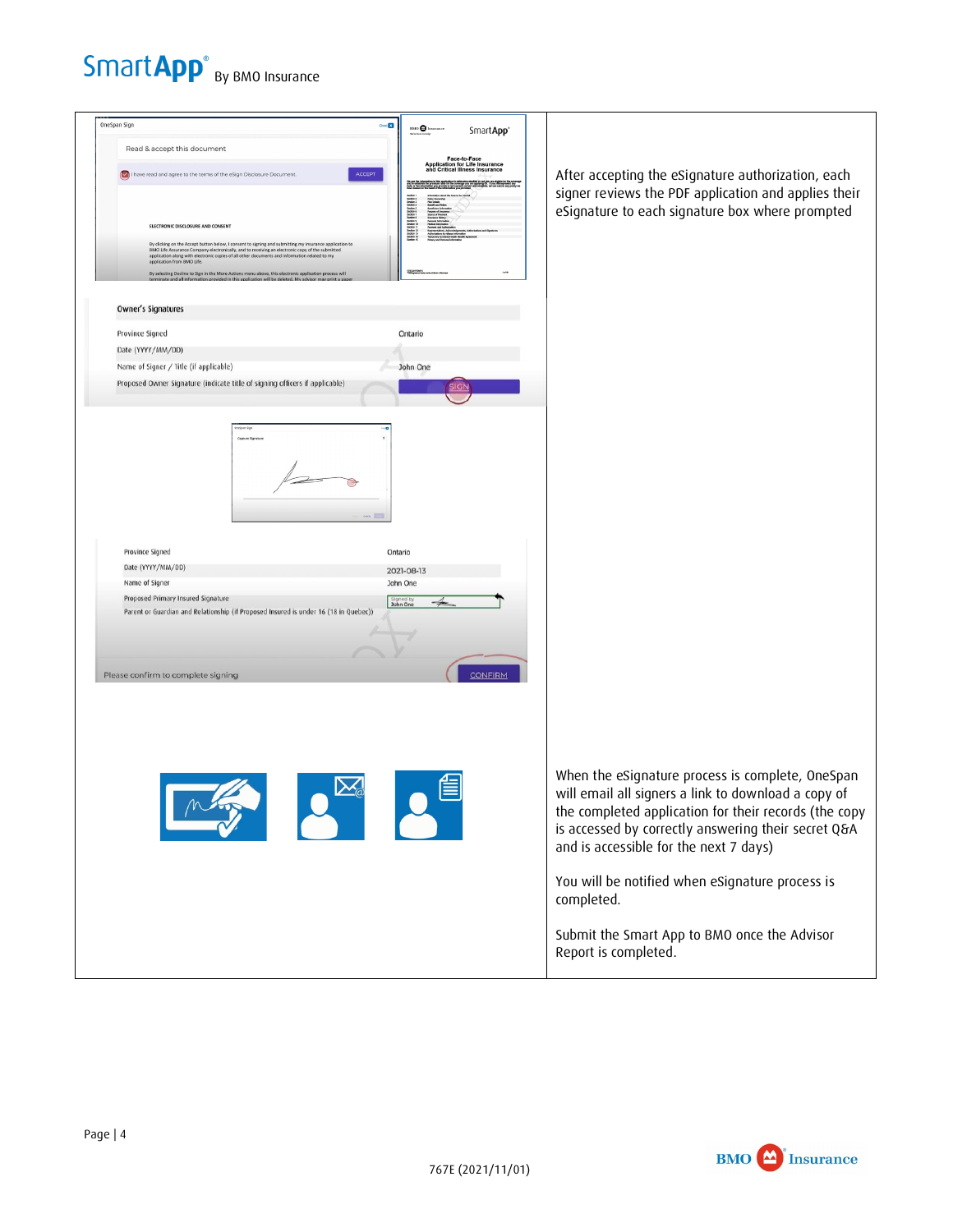| | |
|---|---|
| | After accepting the eSignature authorization, each signer reviews the PDF application and applies their eSignature to each signature box where prompted |
| | When the eSignature process is complete, OneSpan will email all signers a link to download a copy of the completed application for their records (the copy is accessed by correctly answering their secret Q&A and is accessible for the next 7 days)<br><br>You will be notified when eSignature process is completed.<br><br>Submit the Smart App to BMO once the Advisor Report is completed. |

767E (2021/11/01)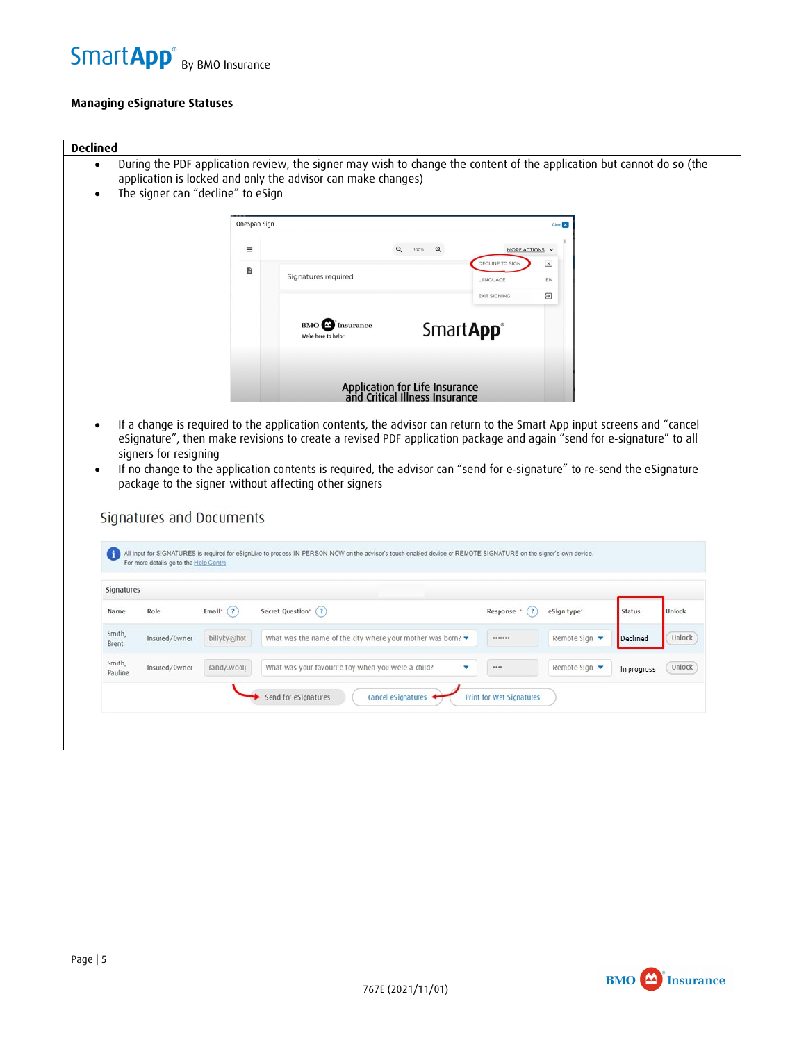**Managing eSignature Statuses**

## Declined

- During the PDF application review, the signer may wish to change the content of the application but cannot do so (the application is locked and only the advisor can make changes)
- The signer can "decline" to eSign

- If a change is required to the application contents, the advisor can return to the Smart App input screens and "cancel eSignature", then make revisions to create a revised PDF application package and again "send for e-signature" to all signers for resigning
- If no change to the application contents is required, the advisor can "send for e-signature" to re-send the eSignature package to the signer without affecting other signers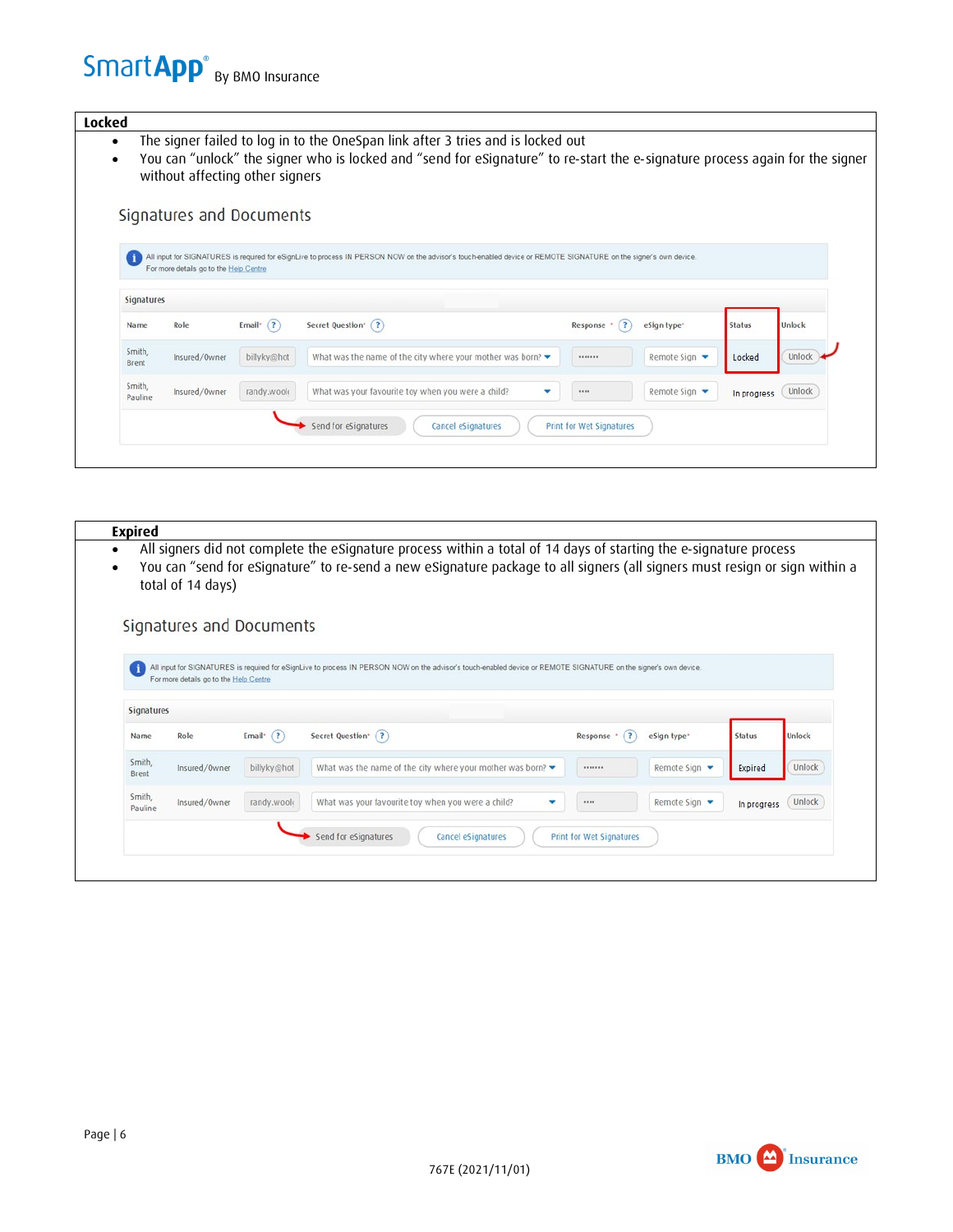## Locked

- The signer failed to log in to the OneSpan link after 3 tries and is locked out
- You can "unlock" the signer who is locked and "send for eSignature" to re-start the e-signature process again for the signer without affecting other signers

### Signatures and Documents

All input for SIGNATURES is required for eSignLive to process IN PERSON NOW on the advisor's touch-enabled device or REMOTE SIGNATURE on the signer's own device.
For more details go to the Help Centre

Signatures

| Name | Role | Email* | Secret Question* | Response * | eSign type* | Status | Unlock |
|---|---|---|---|---|---|---|---|
| Smith, Brent | Insured/Owner | billyky@hot | What was the name of the city where your mother was born? | ••••••• | Remote Sign | Locked | Unlock |
| Smith, Pauline | Insured/Owner | randy.wool | What was your favourite toy when you were a child? | •••• | Remote Sign | In progress | Unlock |

Send for eSignatures | Cancel eSignatures | Print for Wet Signatures

## Expired

- All signers did not complete the eSignature process within a total of 14 days of starting the e-signature process
- You can "send for eSignature" to re-send a new eSignature package to all signers (all signers must resign or sign within a total of 14 days)

### Signatures and Documents

All input for SIGNATURES is required for eSignLive to process IN PERSON NOW on the advisor's touch-enabled device or REMOTE SIGNATURE on the signer's own device.
For more details go to the Help Centre

Signatures

| Name | Role | Email* | Secret Question* | Response * | eSign type* | Status | Unlock |
|---|---|---|---|---|---|---|---|
| Smith, Brent | Insured/Owner | billyky@hot | What was the name of the city where your mother was born? | ••••••• | Remote Sign | Expired | Unlock |
| Smith, Pauline | Insured/Owner | randy.wool | What was your favourite toy when you were a child? | •••• | Remote Sign | In progress | Unlock |

Send for eSignatures | Cancel eSignatures | Print for Wet Signatures

767E (2021/11/01)